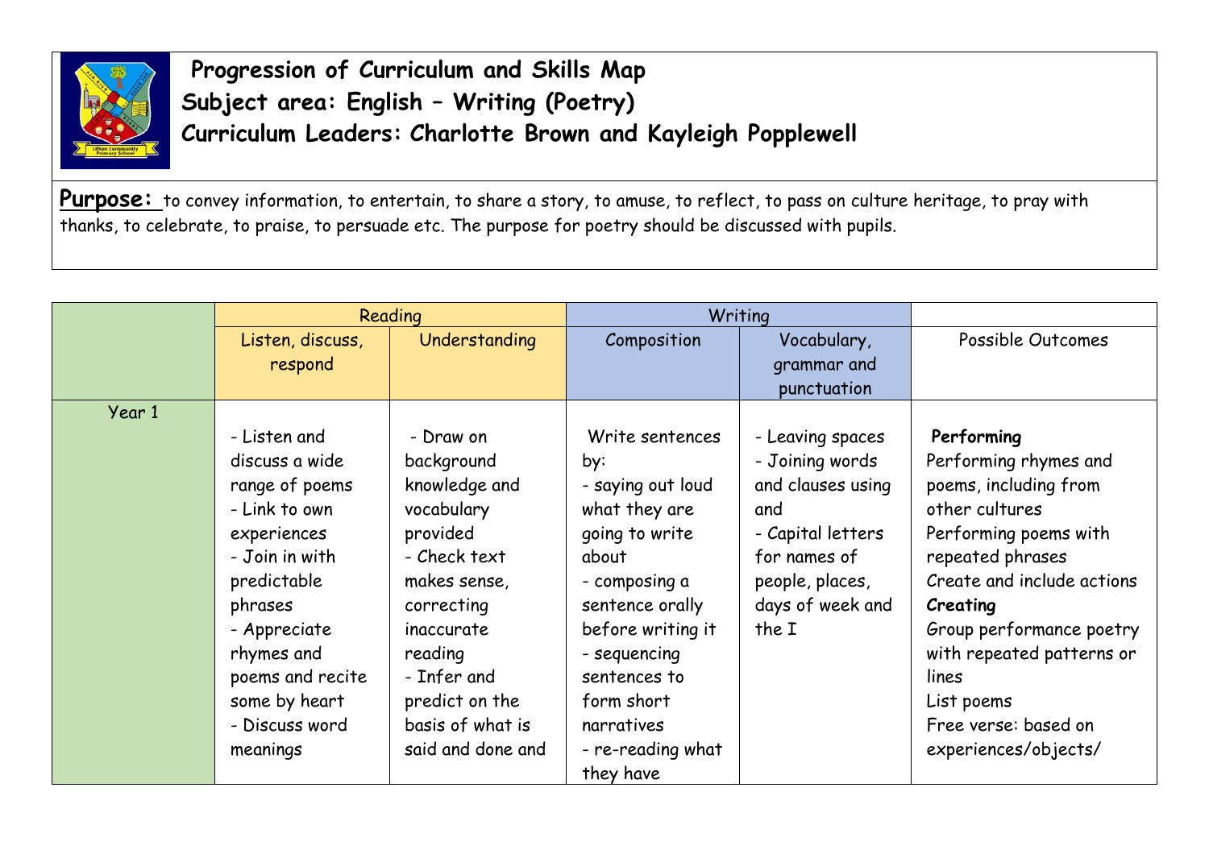# Progression of Curriculum and Skills Map
## Subject area: English – Writing (Poetry)
## Curriculum Leaders: Charlotte Brown and Kayleigh Popplewell

**Purpose:** to convey information, to entertain, to share a story, to amuse, to reflect, to pass on culture heritage, to pray with thanks, to celebrate, to praise, to persuade etc. The purpose for poetry should be discussed with pupils.

| | Reading | | Writing | | |
|---|---|---|---|---|---|
| | Listen, discuss, respond | Understanding | Composition | Vocabulary, grammar and punctuation | Possible Outcomes |
| Year 1 | - Listen and discuss a wide range of poems<br>- Link to own experiences<br>- Join in with predictable phrases<br>- Appreciate rhymes and poems and recite some by heart<br>- Discuss word meanings | - Draw on background knowledge and vocabulary provided<br>- Check text makes sense, correcting inaccurate reading<br>- Infer and predict on the basis of what is said and done and | Write sentences by:<br>- saying out loud what they are going to write about<br>- composing a sentence orally before writing it<br>- sequencing sentences to form short narratives<br>- re-reading what they have | - Leaving spaces<br>- Joining words and clauses using and<br>- Capital letters for names of people, places, days of week and the I | **Performing**<br>Performing rhymes and poems, including from other cultures<br>Performing poems with repeated phrases<br>Create and include actions<br>**Creating**<br>Group performance poetry with repeated patterns or lines<br>List poems<br>Free verse: based on experiences/objects/ |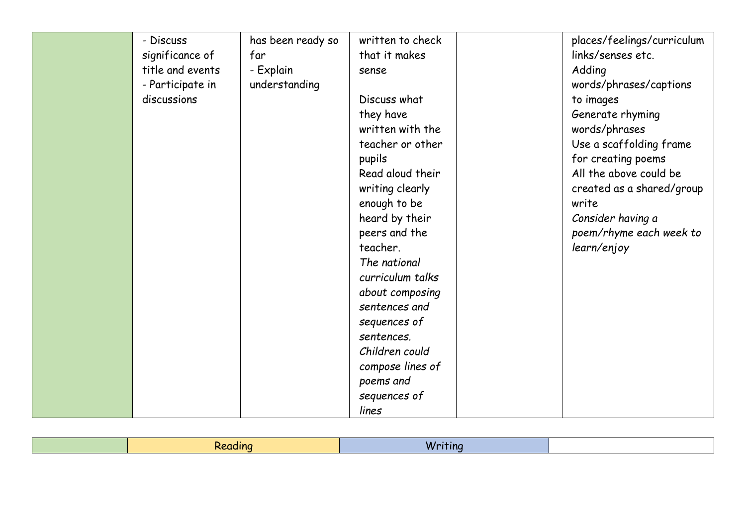| | | | | | |
|---|---|---|---|---|---|
| | - Discuss significance of title and events<br>- Participate in discussions | has been ready so far<br>- Explain understanding | written to check that it makes sense<br><br>Discuss what they have written with the teacher or other pupils<br>Read aloud their writing clearly enough to be heard by their peers and the teacher.<br>*The national curriculum talks about composing sentences and sequences of sentences. Children could compose lines of poems and sequences of lines* | | places/feelings/curriculum links/senses etc.<br>Adding words/phrases/captions to images<br>Generate rhyming words/phrases<br>Use a scaffolding frame for creating poems<br>All the above could be created as a shared/group write<br>*Consider having a poem/rhyme each week to learn/enjoy* |

| | Reading | Writing | |
|---|---|---|---|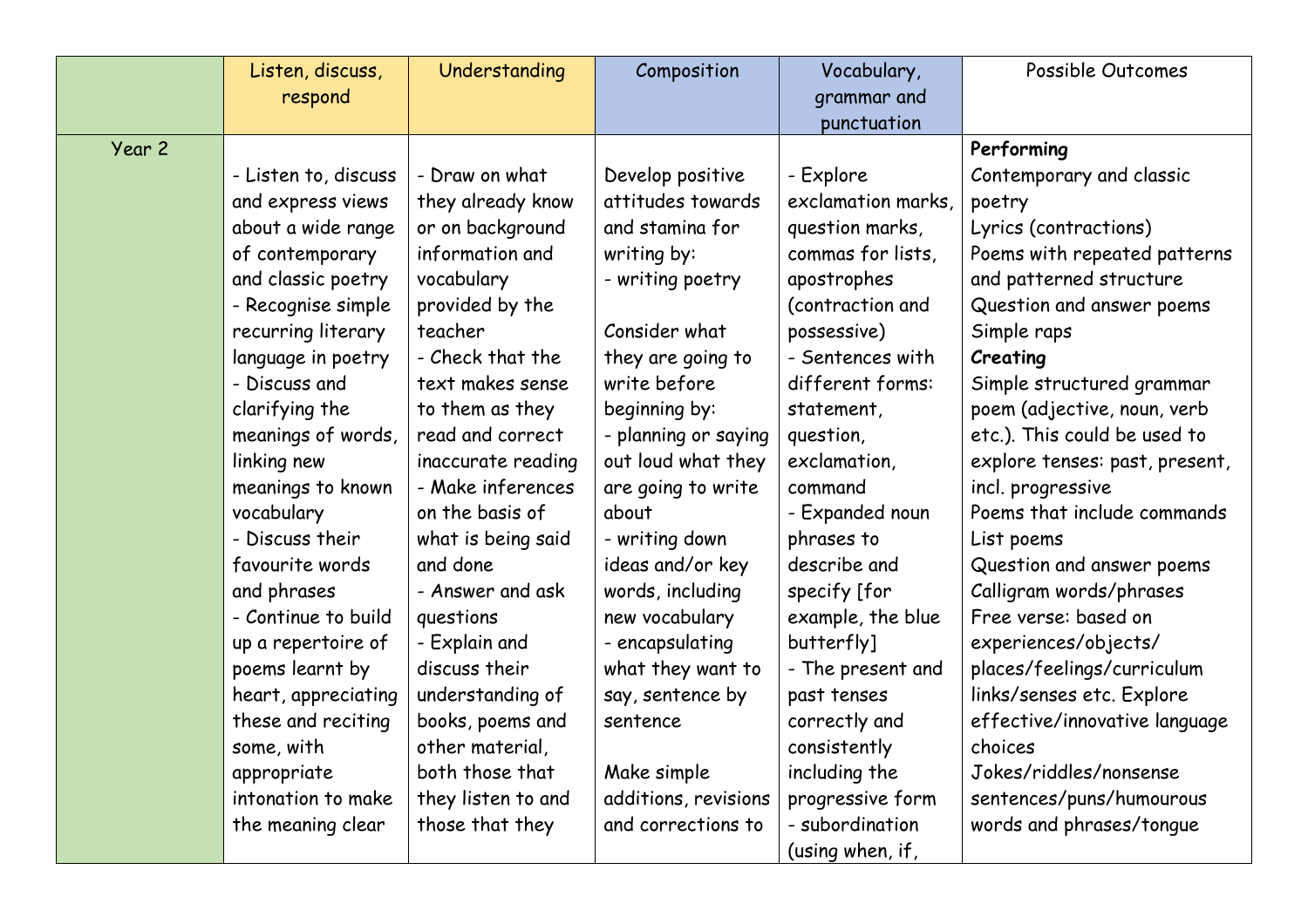| | Listen, discuss, respond | Understanding | Composition | Vocabulary, grammar and punctuation | Possible Outcomes |
|---|---|---|---|---|---|
| Year 2 | - Listen to, discuss and express views about a wide range of contemporary and classic poetry<br>- Recognise simple recurring literary language in poetry<br>- Discuss and clarifying the meanings of words, linking new meanings to known vocabulary<br>- Discuss their favourite words and phrases<br>- Continue to build up a repertoire of poems learnt by heart, appreciating these and reciting some, with appropriate intonation to make the meaning clear | - Draw on what they already know or on background information and vocabulary provided by the teacher<br>- Check that the text makes sense to them as they read and correct inaccurate reading<br>- Make inferences on the basis of what is being said and done<br>- Answer and ask questions<br>- Explain and discuss their understanding of books, poems and other material, both those that they listen to and those that they | Develop positive attitudes towards and stamina for writing by:<br>- writing poetry<br><br>Consider what they are going to write before beginning by:<br>- planning or saying out loud what they are going to write about<br>- writing down ideas and/or key words, including new vocabulary<br>- encapsulating what they want to say, sentence by sentence<br><br>Make simple additions, revisions and corrections to | - Explore exclamation marks, question marks, commas for lists, apostrophes (contraction and possessive)<br>- Sentences with different forms: statement, question, exclamation, command<br>- Expanded noun phrases to describe and specify [for example, the blue butterfly]<br>- The present and past tenses correctly and consistently including the progressive form<br>- subordination (using when, if, | **Performing**<br>Contemporary and classic poetry<br>Lyrics (contractions)<br>Poems with repeated patterns and patterned structure<br>Question and answer poems<br>Simple raps<br>**Creating**<br>Simple structured grammar poem (adjective, noun, verb etc.). This could be used to explore tenses: past, present, incl. progressive<br>Poems that include commands<br>List poems<br>Question and answer poems<br>Calligram words/phrases<br>Free verse: based on experiences/objects/places/feelings/curriculum links/senses etc. Explore effective/innovative language choices<br>Jokes/riddles/nonsense sentences/puns/humourous words and phrases/tongue |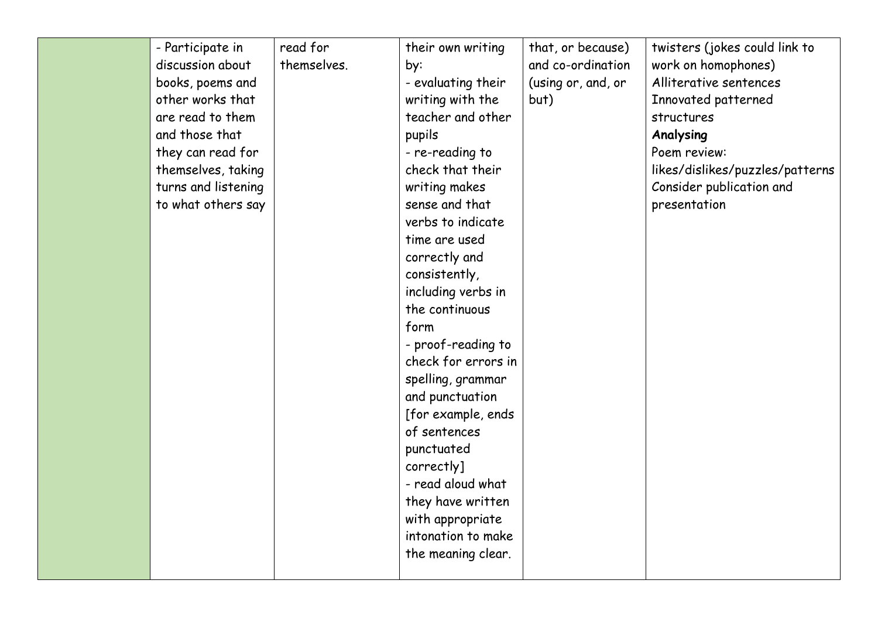| | | | | | |
|---|---|---|---|---|---|
| | - Participate in discussion about books, poems and other works that are read to them and those that they can read for themselves, taking turns and listening to what others say | read for themselves. | their own writing by:<br>- evaluating their writing with the teacher and other pupils<br>- re-reading to check that their writing makes sense and that verbs to indicate time are used correctly and consistently, including verbs in the continuous form<br>- proof-reading to check for errors in spelling, grammar and punctuation [for example, ends of sentences punctuated correctly]<br>- read aloud what they have written with appropriate intonation to make the meaning clear. | that, or because) and co-ordination (using or, and, or but) | twisters (jokes could link to work on homophones)<br>Alliterative sentences<br>Innovated patterned structures<br>**Analysing**<br>Poem review: likes/dislikes/puzzles/patterns<br>Consider publication and presentation |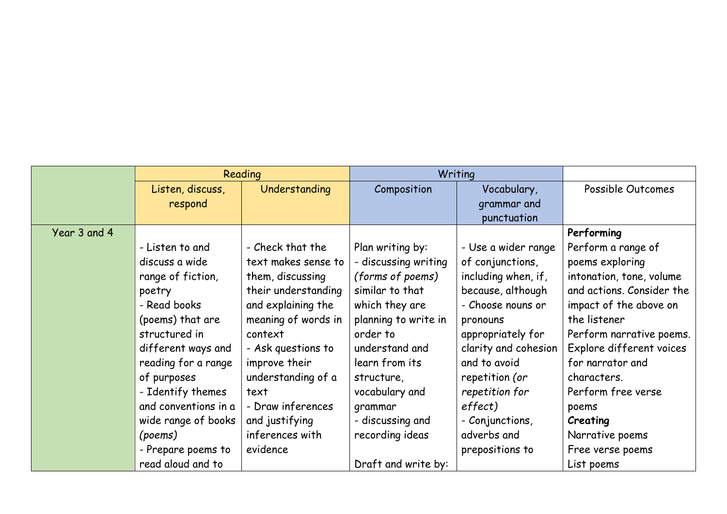| | Reading | | Writing | | |
|---|---|---|---|---|---|
| | Listen, discuss, respond | Understanding | Composition | Vocabulary, grammar and punctuation | Possible Outcomes |
| Year 3 and 4 | - Listen to and discuss a wide range of fiction, poetry<br>- Read books (poems) that are structured in different ways and reading for a range of purposes<br>- Identify themes and conventions in a wide range of books *(poems)*<br>- Prepare poems to read aloud and to | - Check that the text makes sense to them, discussing their understanding and explaining the meaning of words in context<br>- Ask questions to improve their understanding of a text<br>- Draw inferences and justifying inferences with evidence | Plan writing by:<br>- discussing writing *(forms of poems)* similar to that which they are planning to write in order to understand and learn from its structure, vocabulary and grammar<br>- discussing and recording ideas<br><br>Draft and write by: | - Use a wider range of conjunctions, including when, if, because, although<br>- Choose nouns or pronouns appropriately for clarity and cohesion and to avoid repetition *(or repetition for effect)*<br>- Conjunctions, adverbs and prepositions to | **Performing**<br>Perform a range of poems exploring intonation, tone, volume and actions. Consider the impact of the above on the listener<br>Perform narrative poems. Explore different voices for narrator and characters.<br>Perform free verse poems<br>**Creating**<br>Narrative poems<br>Free verse poems<br>List poems |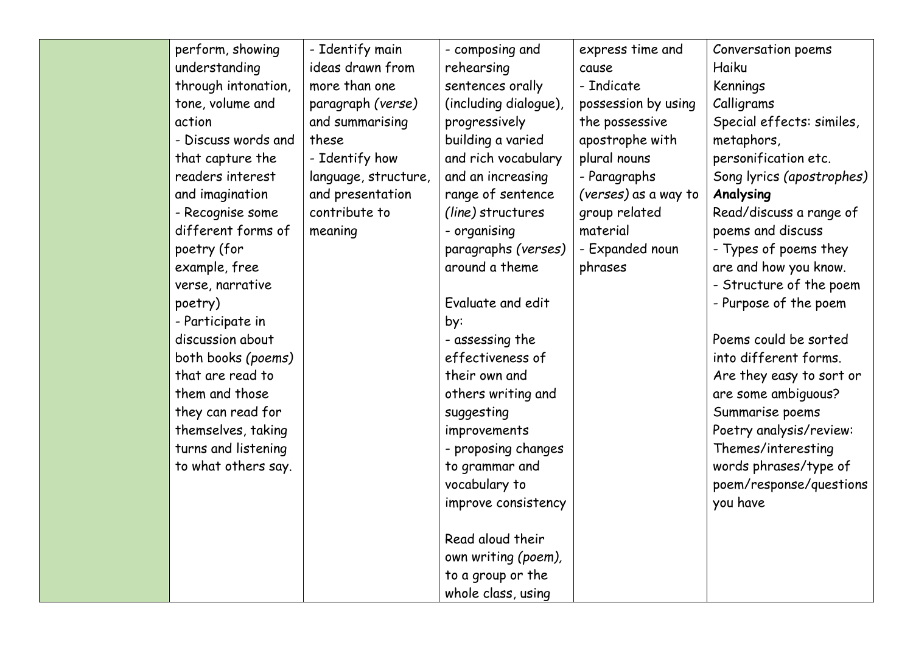|  |  |  |  |  |  |
|---|---|---|---|---|---|
|  | perform, showing understanding through intonation, tone, volume and action<br>- Discuss words and that capture the readers interest and imagination<br>- Recognise some different forms of poetry (for example, free verse, narrative poetry)<br>- Participate in discussion about both books *(poems)* that are read to them and those they can read for themselves, taking turns and listening to what others say. | - Identify main ideas drawn from more than one paragraph *(verse)* and summarising these<br>- Identify how language, structure, and presentation contribute to meaning | - composing and rehearsing sentences orally (including dialogue), progressively building a varied and rich vocabulary and an increasing range of sentence *(line)* structures<br>- organising paragraphs *(verses)* around a theme<br><br>Evaluate and edit by:<br>- assessing the effectiveness of their own and others writing and suggesting improvements<br>- proposing changes to grammar and vocabulary to improve consistency<br><br>Read aloud their own writing *(poem)*, to a group or the whole class, using | express time and cause<br>- Indicate possession by using the possessive apostrophe with plural nouns<br>- Paragraphs *(verses)* as a way to group related material<br>- Expanded noun phrases | Conversation poems<br>Haiku<br>Kennings<br>Calligrams<br>Special effects: similes, metaphors, personification etc.<br>Song lyrics *(apostrophes)*<br>**Analysing**<br>Read/discuss a range of poems and discuss<br>- Types of poems they are and how you know.<br>- Structure of the poem<br>- Purpose of the poem<br><br>Poems could be sorted into different forms. Are they easy to sort or are some ambiguous?<br>Summarise poems<br>Poetry analysis/review: Themes/interesting words phrases/type of poem/response/questions you have |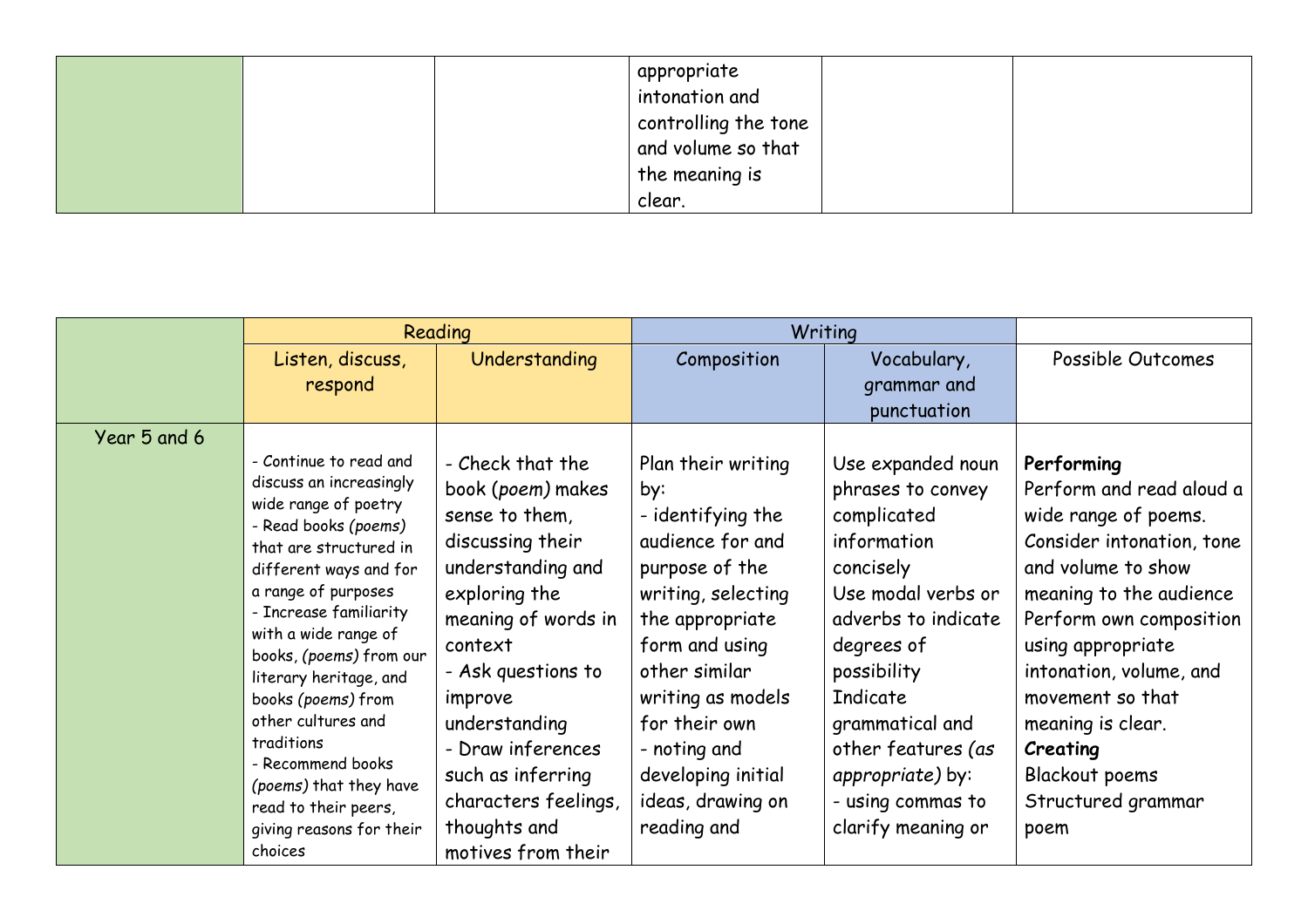| | | | | | |
|---|---|---|---|---|---|
| | | | appropriate intonation and controlling the tone and volume so that the meaning is clear. | | |

| | Reading | | Writing | | |
|---|---|---|---|---|---|
| | Listen, discuss, respond | Understanding | Composition | Vocabulary, grammar and punctuation | Possible Outcomes |
| Year 5 and 6 | - Continue to read and discuss an increasingly wide range of poetry<br>- Read books *(poems)* that are structured in different ways and for a range of purposes<br>- Increase familiarity with a wide range of books, *(poems)* from our literary heritage, and books *(poems)* from other cultures and traditions<br>- Recommend books *(poems)* that they have read to their peers, giving reasons for their choices | - Check that the book *(poem)* makes sense to them, discussing their understanding and exploring the meaning of words in context<br>- Ask questions to improve understanding<br>- Draw inferences such as inferring characters feelings, thoughts and motives from their | Plan their writing by:<br>- identifying the audience for and purpose of the writing, selecting the appropriate form and using other similar writing as models for their own<br>- noting and developing initial ideas, drawing on reading and | Use expanded noun phrases to convey complicated information concisely<br>Use modal verbs or adverbs to indicate degrees of possibility<br>Indicate grammatical and other features *(as appropriate)* by:<br>- using commas to clarify meaning or | **Performing**<br>Perform and read aloud a wide range of poems.<br>Consider intonation, tone and volume to show meaning to the audience<br>Perform own composition using appropriate intonation, volume, and movement so that meaning is clear.<br>**Creating**<br>Blackout poems<br>Structured grammar poem |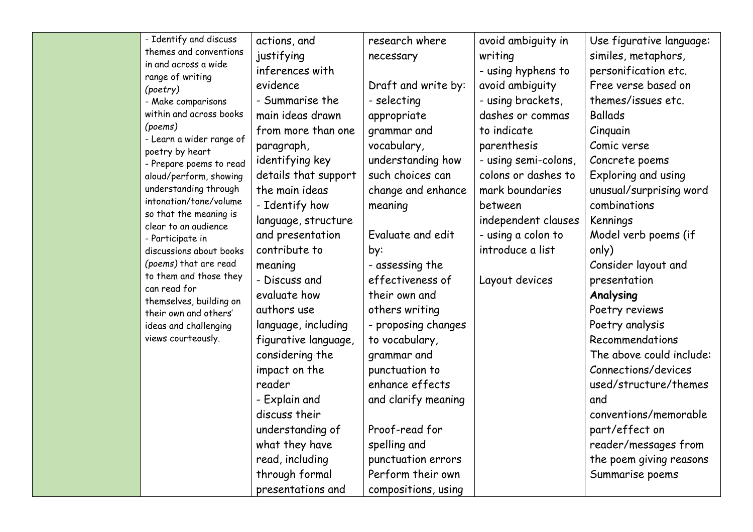| | | | | | |
|---|---|---|---|---|---|
| | - Identify and discuss themes and conventions in and across a wide range of writing *(poetry)*<br>- Make comparisons within and across books *(poems)*<br>- Learn a wider range of poetry by heart<br>- Prepare poems to read aloud/perform, showing understanding through intonation/tone/volume so that the meaning is clear to an audience<br>- Participate in discussions about books *(poems)* that are read to them and those they can read for themselves, building on their own and others' ideas and challenging views courteously. | actions, and justifying inferences with evidence<br>- Summarise the main ideas drawn from more than one paragraph, identifying key details that support the main ideas<br>- Identify how language, structure and presentation contribute to meaning<br>- Discuss and evaluate how authors use language, including figurative language, considering the impact on the reader<br>- Explain and discuss their understanding of what they have read, including through formal presentations and | research where necessary<br><br>Draft and write by:<br>- selecting appropriate grammar and vocabulary, understanding how such choices can change and enhance meaning<br><br>Evaluate and edit by:<br>- assessing the effectiveness of their own and others writing<br>- proposing changes to vocabulary, grammar and punctuation to enhance effects and clarify meaning<br><br>Proof-read for spelling and punctuation errors<br>Perform their own compositions, using | avoid ambiguity in writing<br>- using hyphens to avoid ambiguity<br>- using brackets, dashes or commas to indicate parenthesis<br>- using semi-colons, colons or dashes to mark boundaries between independent clauses<br>- using a colon to introduce a list<br><br>Layout devices | Use figurative language: similes, metaphors, personification etc.<br>Free verse based on themes/issues etc.<br>Ballads<br>Cinquain<br>Comic verse<br>Concrete poems<br>Exploring and using unusual/surprising word combinations<br>Kennings<br>Model verb poems (if only)<br>Consider layout and presentation<br>**Analysing**<br>Poetry reviews<br>Poetry analysis<br>Recommendations<br>The above could include: Connections/devices used/structure/themes and conventions/memorable part/effect on reader/messages from the poem giving reasons<br>Summarise poems |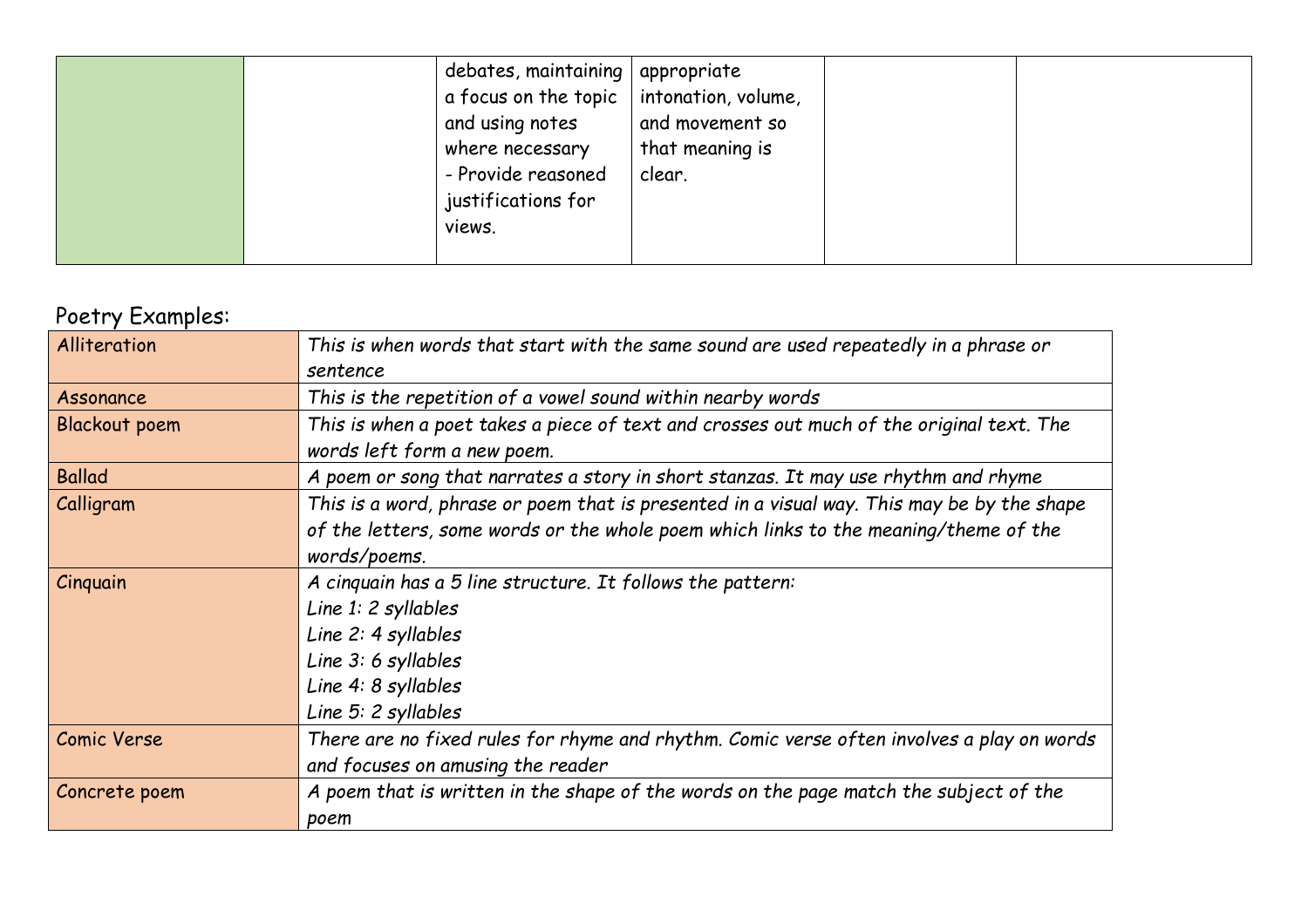| | | | | | |
|---|---|---|---|---|---|
| | | debates, maintaining a focus on the topic and using notes where necessary<br>- Provide reasoned justifications for views. | appropriate intonation, volume, and movement so that meaning is clear. | | |

Poetry Examples:

| | |
|---|---|
| Alliteration | *This is when words that start with the same sound are used repeatedly in a phrase or sentence* |
| Assonance | *This is the repetition of a vowel sound within nearby words* |
| Blackout poem | *This is when a poet takes a piece of text and crosses out much of the original text. The words left form a new poem.* |
| Ballad | *A poem or song that narrates a story in short stanzas. It may use rhythm and rhyme* |
| Calligram | *This is a word, phrase or poem that is presented in a visual way. This may be by the shape of the letters, some words or the whole poem which links to the meaning/theme of the words/poems.* |
| Cinquain | *A cinquain has a 5 line structure. It follows the pattern:*<br>*Line 1: 2 syllables*<br>*Line 2: 4 syllables*<br>*Line 3: 6 syllables*<br>*Line 4: 8 syllables*<br>*Line 5: 2 syllables* |
| Comic Verse | *There are no fixed rules for rhyme and rhythm. Comic verse often involves a play on words and focuses on amusing the reader* |
| Concrete poem | *A poem that is written in the shape of the words on the page match the subject of the poem* |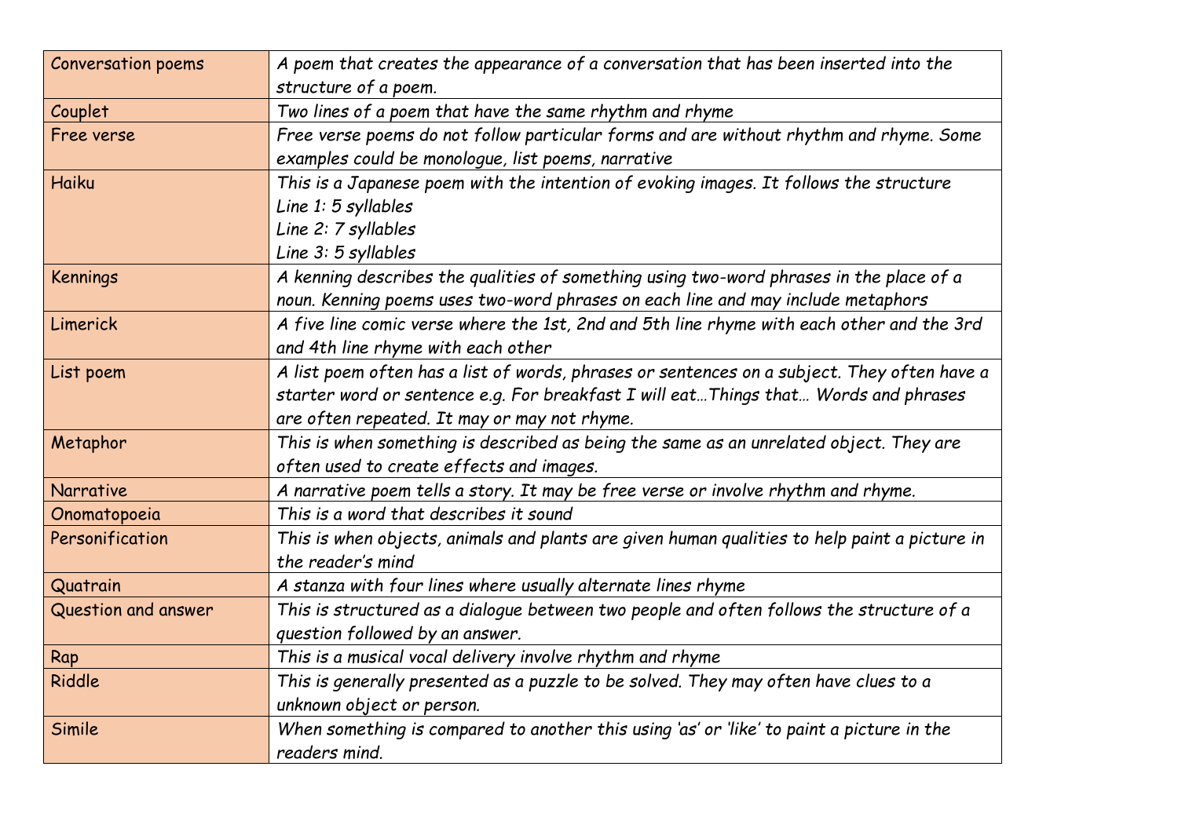| | |
|---|---|
| Conversation poems | *A poem that creates the appearance of a conversation that has been inserted into the structure of a poem.* |
| Couplet | *Two lines of a poem that have the same rhythm and rhyme* |
| Free verse | *Free verse poems do not follow particular forms and are without rhythm and rhyme. Some examples could be monologue, list poems, narrative* |
| Haiku | *This is a Japanese poem with the intention of evoking images. It follows the structure*<br>*Line 1: 5 syllables*<br>*Line 2: 7 syllables*<br>*Line 3: 5 syllables* |
| Kennings | *A kenning describes the qualities of something using two-word phrases in the place of a noun. Kenning poems uses two-word phrases on each line and may include metaphors* |
| Limerick | *A five line comic verse where the 1st, 2nd and 5th line rhyme with each other and the 3rd and 4th line rhyme with each other* |
| List poem | *A list poem often has a list of words, phrases or sentences on a subject. They often have a starter word or sentence e.g. For breakfast I will eat…Things that… Words and phrases are often repeated. It may or may not rhyme.* |
| Metaphor | *This is when something is described as being the same as an unrelated object. They are often used to create effects and images.* |
| Narrative | *A narrative poem tells a story. It may be free verse or involve rhythm and rhyme.* |
| Onomatopoeia | *This is a word that describes it sound* |
| Personification | *This is when objects, animals and plants are given human qualities to help paint a picture in the reader's mind* |
| Quatrain | *A stanza with four lines where usually alternate lines rhyme* |
| Question and answer | *This is structured as a dialogue between two people and often follows the structure of a question followed by an answer.* |
| Rap | *This is a musical vocal delivery involve rhythm and rhyme* |
| Riddle | *This is generally presented as a puzzle to be solved. They may often have clues to a unknown object or person.* |
| Simile | *When something is compared to another this using 'as' or 'like' to paint a picture in the readers mind.* |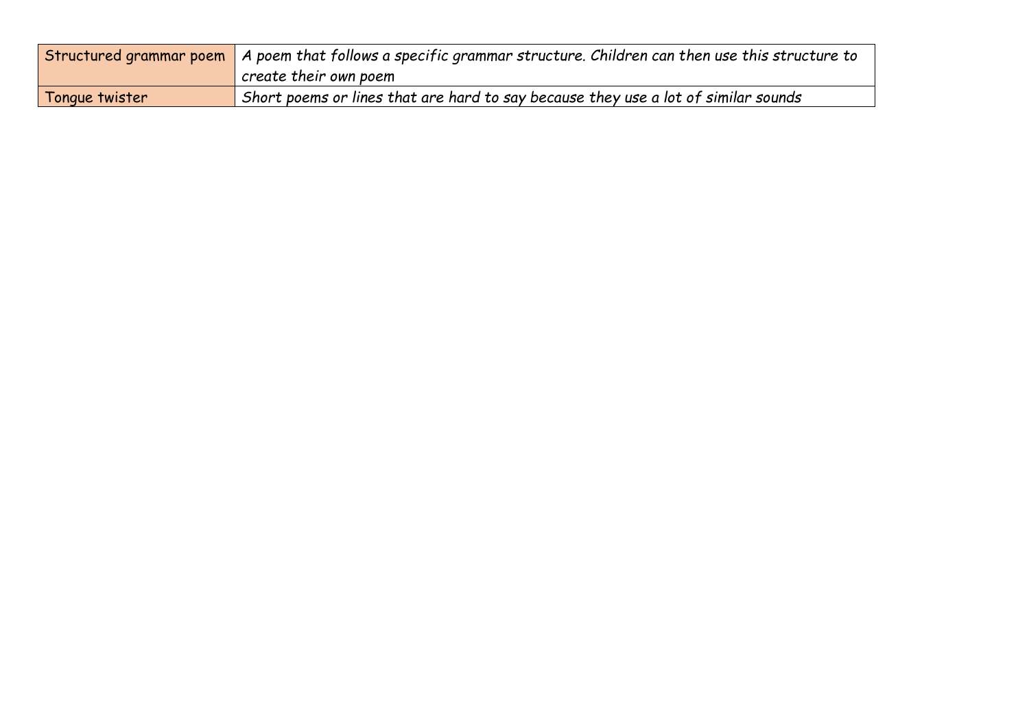| | |
|---|---|
| Structured grammar poem | *A poem that follows a specific grammar structure. Children can then use this structure to create their own poem* |
| Tongue twister | *Short poems or lines that are hard to say because they use a lot of similar sounds* |